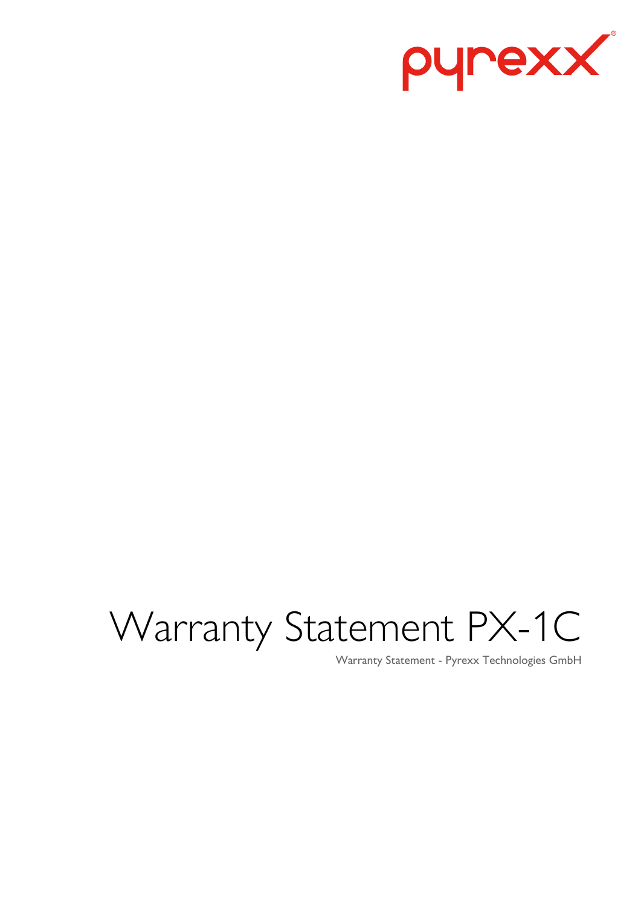pyrexx®

# Warranty Statement PX-1C

Warranty Statement - Pyrexx Technologies GmbH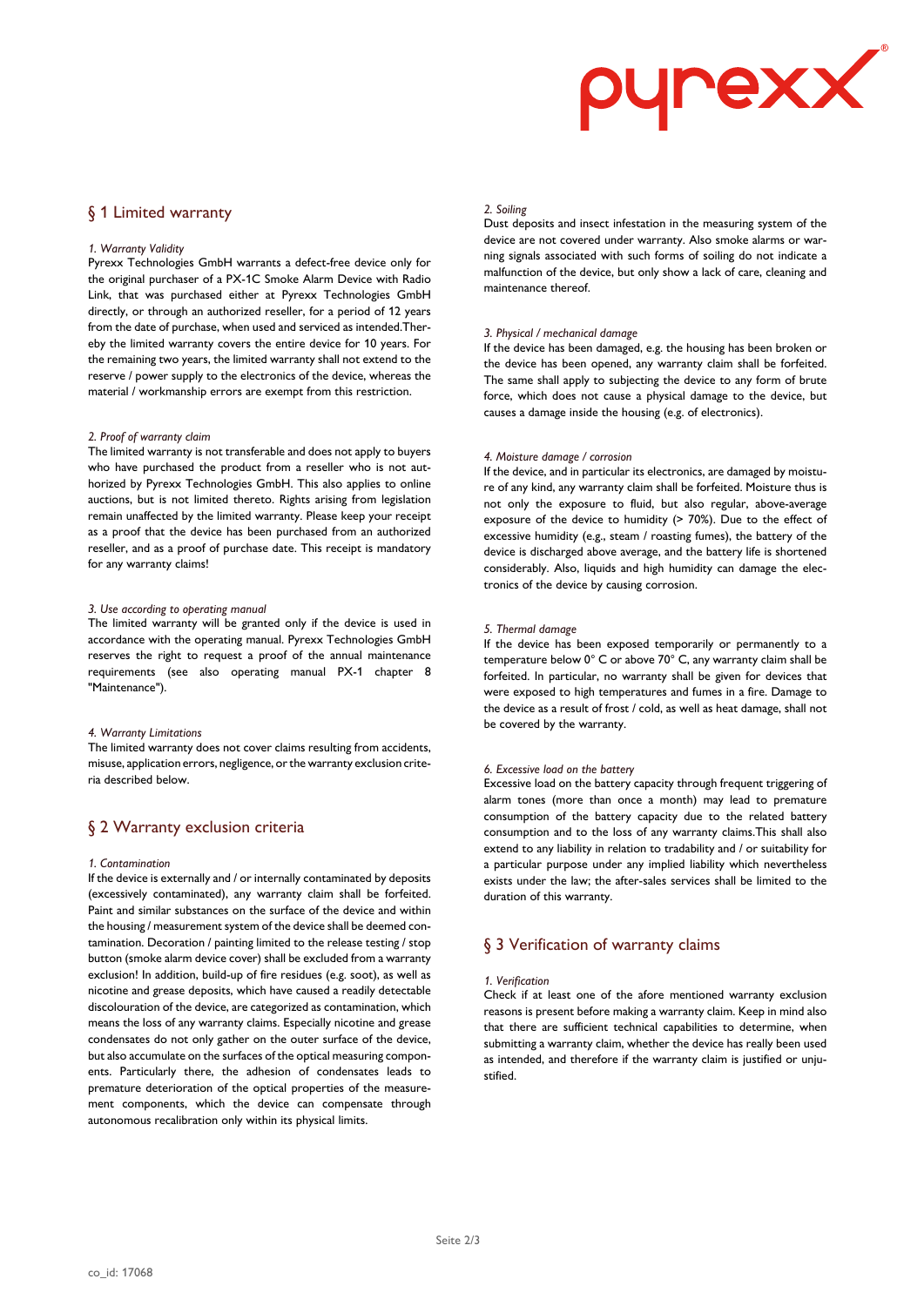## § 1 Limited warranty

*1. Warranty Validity*

Pyrexx Technologies GmbH warrants a defect-free device only for the original purchaser of a PX-1C Smoke Alarm Device with Radio Link, that was purchased either at Pyrexx Technologies GmbH directly, or through an authorized reseller, for a period of 12 years from the date of purchase, when used and serviced as intended.Thereby the limited warranty covers the entire device for 10 years. For the remaining two years, the limited warranty shall not extend to the reserve / power supply to the electronics of the device, whereas the material / workmanship errors are exempt from this restriction.

*2. Proof of warranty claim*

The limited warranty is not transferable and does not apply to buyers who have purchased the product from a reseller who is not authorized by Pyrexx Technologies GmbH. This also applies to online auctions, but is not limited thereto. Rights arising from legislation remain unaffected by the limited warranty. Please keep your receipt as a proof that the device has been purchased from an authorized reseller, and as a proof of purchase date. This receipt is mandatory for any warranty claims!

*3. Use according to operating manual*

The limited warranty will be granted only if the device is used in accordance with the operating manual. Pyrexx Technologies GmbH reserves the right to request a proof of the annual maintenance requirements (see also operating manual PX-1 chapter 8 "Maintenance").

*4. Warranty Limitations*

The limited warranty does not cover claims resulting from accidents, misuse, application errors, negligence, or the warranty exclusion criteria described below.

## § 2 Warranty exclusion criteria

*1. Contamination*

If the device is externally and / or internally contaminated by deposits (excessively contaminated), any warranty claim shall be forfeited. Paint and similar substances on the surface of the device and within the housing / measurement system of the device shall be deemed contamination. Decoration / painting limited to the release testing / stop button (smoke alarm device cover) shall be excluded from a warranty exclusion! In addition, build-up of fire residues (e.g. soot), as well as nicotine and grease deposits, which have caused a readily detectable discolouration of the device, are categorized as contamination, which means the loss of any warranty claims. Especially nicotine and grease condensates do not only gather on the outer surface of the device, but also accumulate on the surfaces of the optical measuring components. Particularly there, the adhesion of condensates leads to premature deterioration of the optical properties of the measurement components, which the device can compensate through autonomous recalibration only within its physical limits.

*2. Soiling*

Dust deposits and insect infestation in the measuring system of the device are not covered under warranty. Also smoke alarms or warning signals associated with such forms of soiling do not indicate a malfunction of the device, but only show a lack of care, cleaning and maintenance thereof.

*3. Physical / mechanical damage*

If the device has been damaged, e.g. the housing has been broken or the device has been opened, any warranty claim shall be forfeited. The same shall apply to subjecting the device to any form of brute force, which does not cause a physical damage to the device, but causes a damage inside the housing (e.g. of electronics).

*4. Moisture damage / corrosion*

If the device, and in particular its electronics, are damaged by moisture of any kind, any warranty claim shall be forfeited. Moisture thus is not only the exposure to fluid, but also regular, above-average exposure of the device to humidity (> 70%). Due to the effect of excessive humidity (e.g., steam / roasting fumes), the battery of the device is discharged above average, and the battery life is shortened considerably. Also, liquids and high humidity can damage the electronics of the device by causing corrosion.

*5. Thermal damage*

If the device has been exposed temporarily or permanently to a temperature below 0° C or above 70° C, any warranty claim shall be forfeited. In particular, no warranty shall be given for devices that were exposed to high temperatures and fumes in a fire. Damage to the device as a result of frost / cold, as well as heat damage, shall not be covered by the warranty.

*6. Excessive load on the battery*

Excessive load on the battery capacity through frequent triggering of alarm tones (more than once a month) may lead to premature consumption of the battery capacity due to the related battery consumption and to the loss of any warranty claims.This shall also extend to any liability in relation to tradability and / or suitability for a particular purpose under any implied liability which nevertheless exists under the law; the after-sales services shall be limited to the duration of this warranty.

## § 3 Verification of warranty claims

*1. Verification*

Check if at least one of the afore mentioned warranty exclusion reasons is present before making a warranty claim. Keep in mind also that there are sufficient technical capabilities to determine, when submitting a warranty claim, whether the device has really been used as intended, and therefore if the warranty claim is justified or unjustified.

co_id: 17068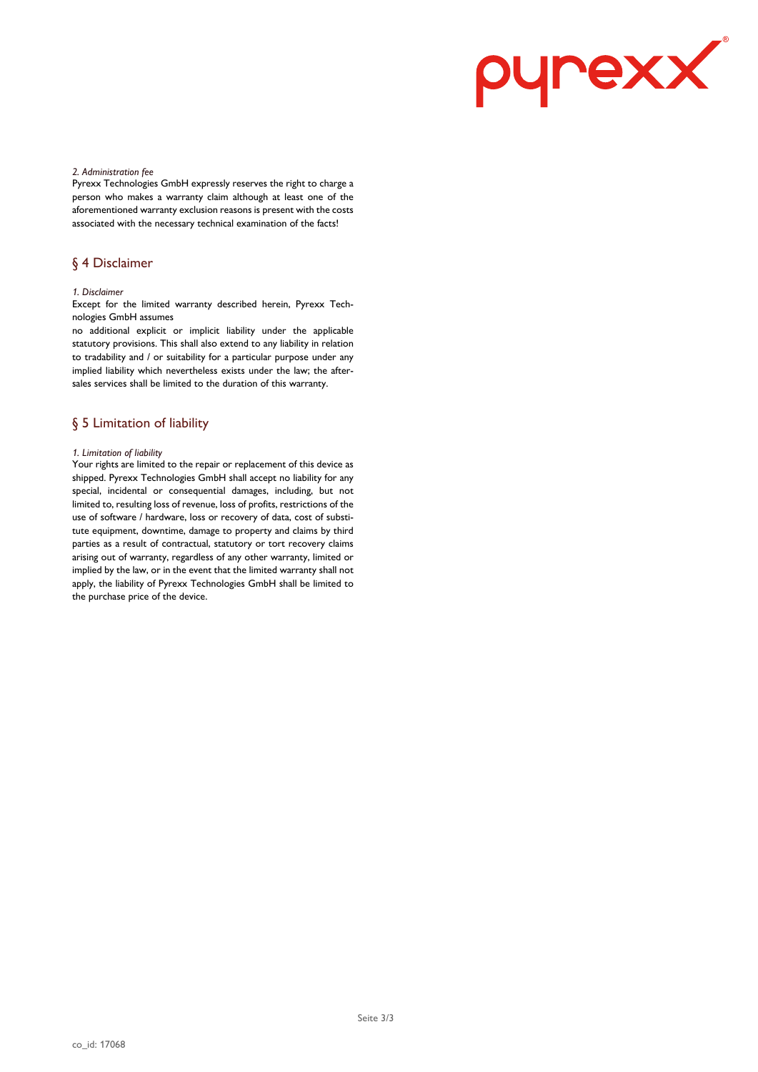*2. Administration fee*

Pyrexx Technologies GmbH expressly reserves the right to charge a person who makes a warranty claim although at least one of the aforementioned warranty exclusion reasons is present with the costs associated with the necessary technical examination of the facts!

## § 4 Disclaimer

*1. Disclaimer*

Except for the limited warranty described herein, Pyrexx Technologies GmbH assumes no additional explicit or implicit liability under the applicable statutory provisions. This shall also extend to any liability in relation to tradability and / or suitability for a particular purpose under any implied liability which nevertheless exists under the law; the after-sales services shall be limited to the duration of this warranty.

## § 5 Limitation of liability

*1. Limitation of liability*

Your rights are limited to the repair or replacement of this device as shipped. Pyrexx Technologies GmbH shall accept no liability for any special, incidental or consequential damages, including, but not limited to, resulting loss of revenue, loss of profits, restrictions of the use of software / hardware, loss or recovery of data, cost of substitute equipment, downtime, damage to property and claims by third parties as a result of contractual, statutory or tort recovery claims arising out of warranty, regardless of any other warranty, limited or implied by the law, or in the event that the limited warranty shall not apply, the liability of Pyrexx Technologies GmbH shall be limited to the purchase price of the device.

co_id: 17068